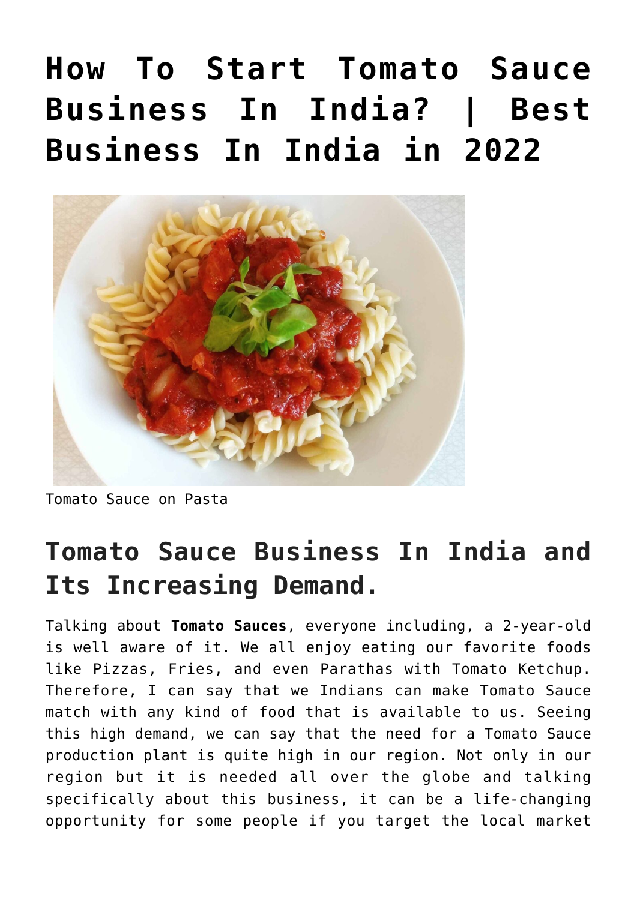# How To Start Tomato Sauce Business In India? | Best Business In India in 2022

Tomato Sauce on Pasta

## Tomato Sauce Business In India and Its Increasing Demand.

Talking about **Tomato Sauces**, everyone including, a 2-year-old is well aware of it. We all enjoy eating our favorite foods like Pizzas, Fries, and even Parathas with Tomato Ketchup. Therefore, I can say that we Indians can make Tomato Sauce match with any kind of food that is available to us. Seeing this high demand, we can say that the need for a Tomato Sauce production plant is quite high in our region. Not only in our region but it is needed all over the globe and talking specifically about this business, it can be a life-changing opportunity for some people if you target the local market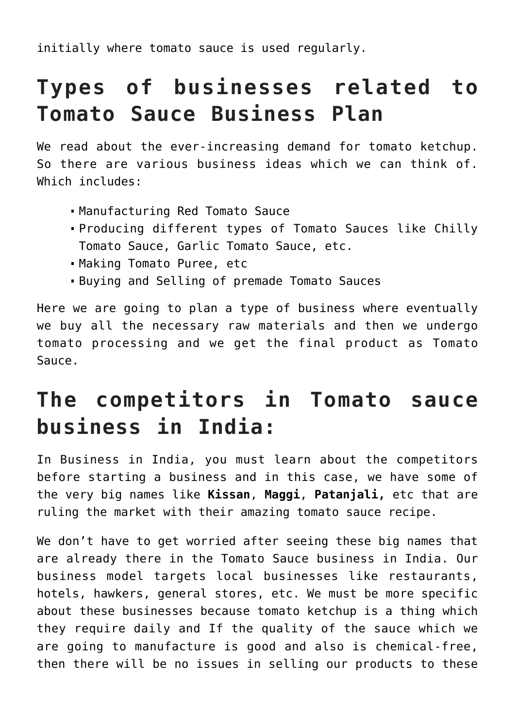initially where tomato sauce is used regularly.

# Types of businesses related to Tomato Sauce Business Plan

We read about the ever-increasing demand for tomato ketchup. So there are various business ideas which we can think of. Which includes:

- Manufacturing Red Tomato Sauce
- Producing different types of Tomato Sauces like Chilly Tomato Sauce, Garlic Tomato Sauce, etc.
- Making Tomato Puree, etc
- Buying and Selling of premade Tomato Sauces

Here we are going to plan a type of business where eventually we buy all the necessary raw materials and then we undergo tomato processing and we get the final product as Tomato Sauce.

# The competitors in Tomato sauce business in India:

In Business in India, you must learn about the competitors before starting a business and in this case, we have some of the very big names like **Kissan**, **Maggi**, **Patanjali,** etc that are ruling the market with their amazing tomato sauce recipe.

We don't have to get worried after seeing these big names that are already there in the Tomato Sauce business in India. Our business model targets local businesses like restaurants, hotels, hawkers, general stores, etc. We must be more specific about these businesses because tomato ketchup is a thing which they require daily and If the quality of the sauce which we are going to manufacture is good and also is chemical-free, then there will be no issues in selling our products to these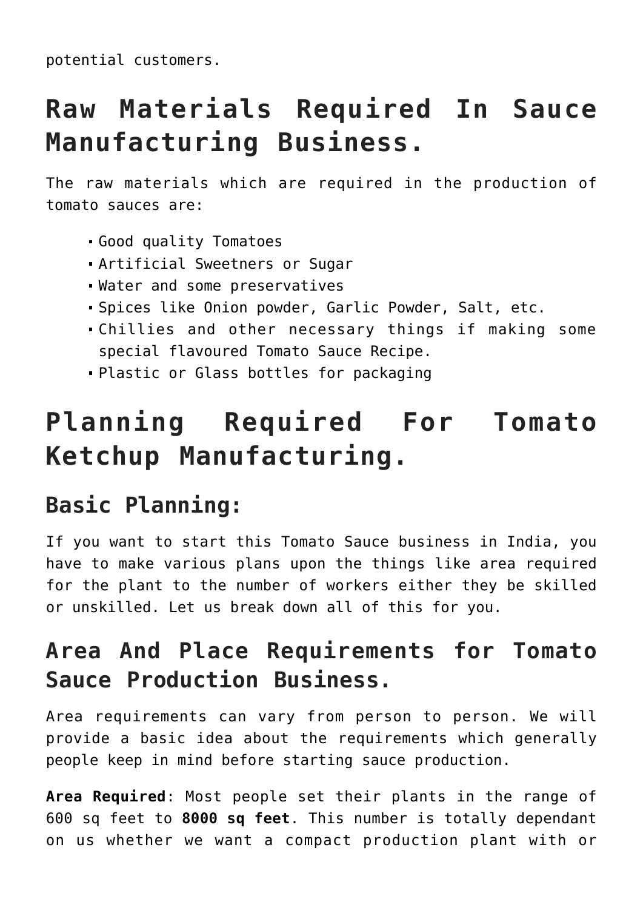potential customers.

# Raw Materials Required In Sauce Manufacturing Business.

The raw materials which are required in the production of tomato sauces are:

- Good quality Tomatoes
- Artificial Sweetners or Sugar
- Water and some preservatives
- Spices like Onion powder, Garlic Powder, Salt, etc.
- Chillies and other necessary things if making some special flavoured Tomato Sauce Recipe.
- Plastic or Glass bottles for packaging

# Planning Required For Tomato Ketchup Manufacturing.

## Basic Planning:

If you want to start this Tomato Sauce business in India, you have to make various plans upon the things like area required for the plant to the number of workers either they be skilled or unskilled. Let us break down all of this for you.

## Area And Place Requirements for Tomato Sauce Production Business.

Area requirements can vary from person to person. We will provide a basic idea about the requirements which generally people keep in mind before starting sauce production.

**Area Required**: Most people set their plants in the range of 600 sq feet to **8000 sq feet**. This number is totally dependant on us whether we want a compact production plant with or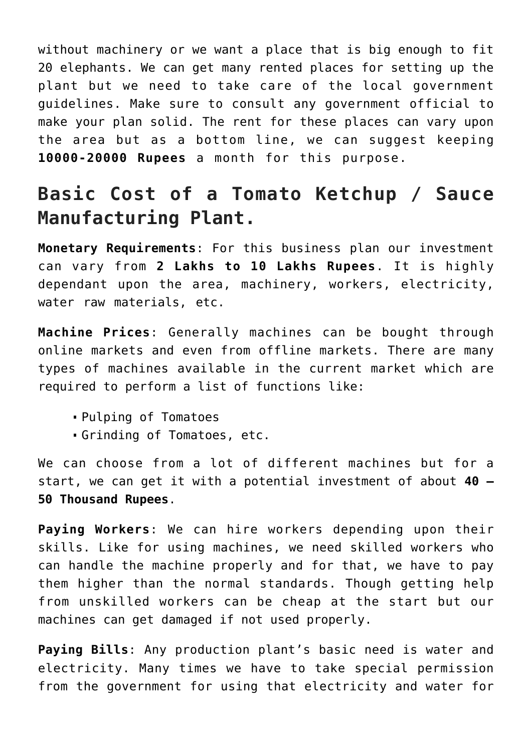without machinery or we want a place that is big enough to fit 20 elephants. We can get many rented places for setting up the plant but we need to take care of the local government guidelines. Make sure to consult any government official to make your plan solid. The rent for these places can vary upon the area but as a bottom line, we can suggest keeping **10000-20000 Rupees** a month for this purpose.

## Basic Cost of a Tomato Ketchup / Sauce Manufacturing Plant.

**Monetary Requirements**: For this business plan our investment can vary from **2 Lakhs to 10 Lakhs Rupees**. It is highly dependant upon the area, machinery, workers, electricity, water raw materials, etc.

**Machine Prices**: Generally machines can be bought through online markets and even from offline markets. There are many types of machines available in the current market which are required to perform a list of functions like:

- Pulping of Tomatoes
- Grinding of Tomatoes, etc.

We can choose from a lot of different machines but for a start, we can get it with a potential investment of about **40 – 50 Thousand Rupees**.

**Paying Workers**: We can hire workers depending upon their skills. Like for using machines, we need skilled workers who can handle the machine properly and for that, we have to pay them higher than the normal standards. Though getting help from unskilled workers can be cheap at the start but our machines can get damaged if not used properly.

**Paying Bills**: Any production plant's basic need is water and electricity. Many times we have to take special permission from the government for using that electricity and water for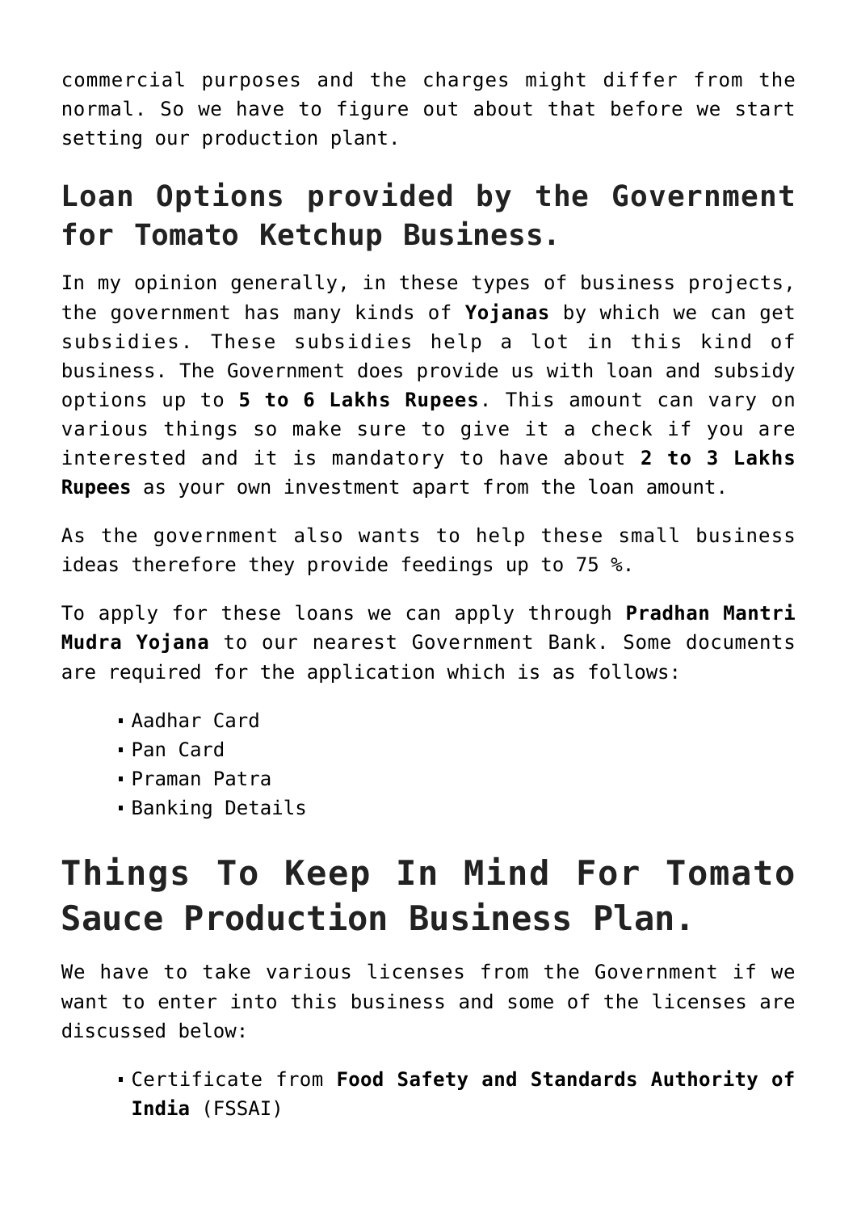commercial purposes and the charges might differ from the normal. So we have to figure out about that before we start setting our production plant.

## Loan Options provided by the Government for Tomato Ketchup Business.

In my opinion generally, in these types of business projects, the government has many kinds of **Yojanas** by which we can get subsidies. These subsidies help a lot in this kind of business. The Government does provide us with loan and subsidy options up to **5 to 6 Lakhs Rupees**. This amount can vary on various things so make sure to give it a check if you are interested and it is mandatory to have about **2 to 3 Lakhs Rupees** as your own investment apart from the loan amount.

As the government also wants to help these small business ideas therefore they provide feedings up to 75 %.

To apply for these loans we can apply through **Pradhan Mantri Mudra Yojana** to our nearest Government Bank. Some documents are required for the application which is as follows:

- Aadhar Card
- Pan Card
- Praman Patra
- Banking Details

# Things To Keep In Mind For Tomato Sauce Production Business Plan.

We have to take various licenses from the Government if we want to enter into this business and some of the licenses are discussed below:

- Certificate from **Food Safety and Standards Authority of India** (FSSAI)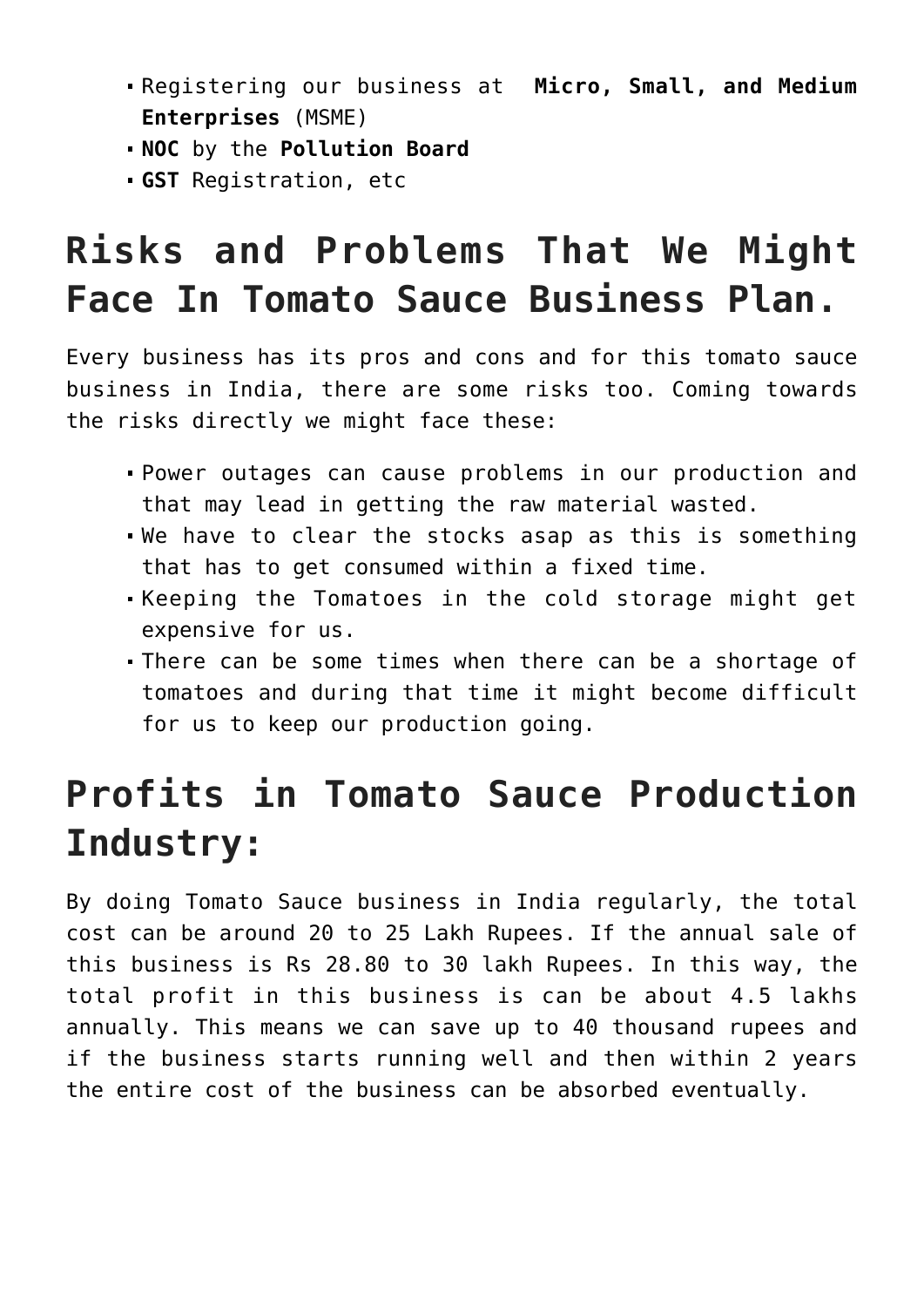- Registering our business at **Micro, Small, and Medium Enterprises** (MSME)
- **NOC** by the **Pollution Board**
- **GST** Registration, etc

# Risks and Problems That We Might Face In Tomato Sauce Business Plan.

Every business has its pros and cons and for this tomato sauce business in India, there are some risks too. Coming towards the risks directly we might face these:

- Power outages can cause problems in our production and that may lead in getting the raw material wasted.
- We have to clear the stocks asap as this is something that has to get consumed within a fixed time.
- Keeping the Tomatoes in the cold storage might get expensive for us.
- There can be some times when there can be a shortage of tomatoes and during that time it might become difficult for us to keep our production going.

# Profits in Tomato Sauce Production Industry:

By doing Tomato Sauce business in India regularly, the total cost can be around 20 to 25 Lakh Rupees. If the annual sale of this business is Rs 28.80 to 30 lakh Rupees. In this way, the total profit in this business is can be about 4.5 lakhs annually. This means we can save up to 40 thousand rupees and if the business starts running well and then within 2 years the entire cost of the business can be absorbed eventually.